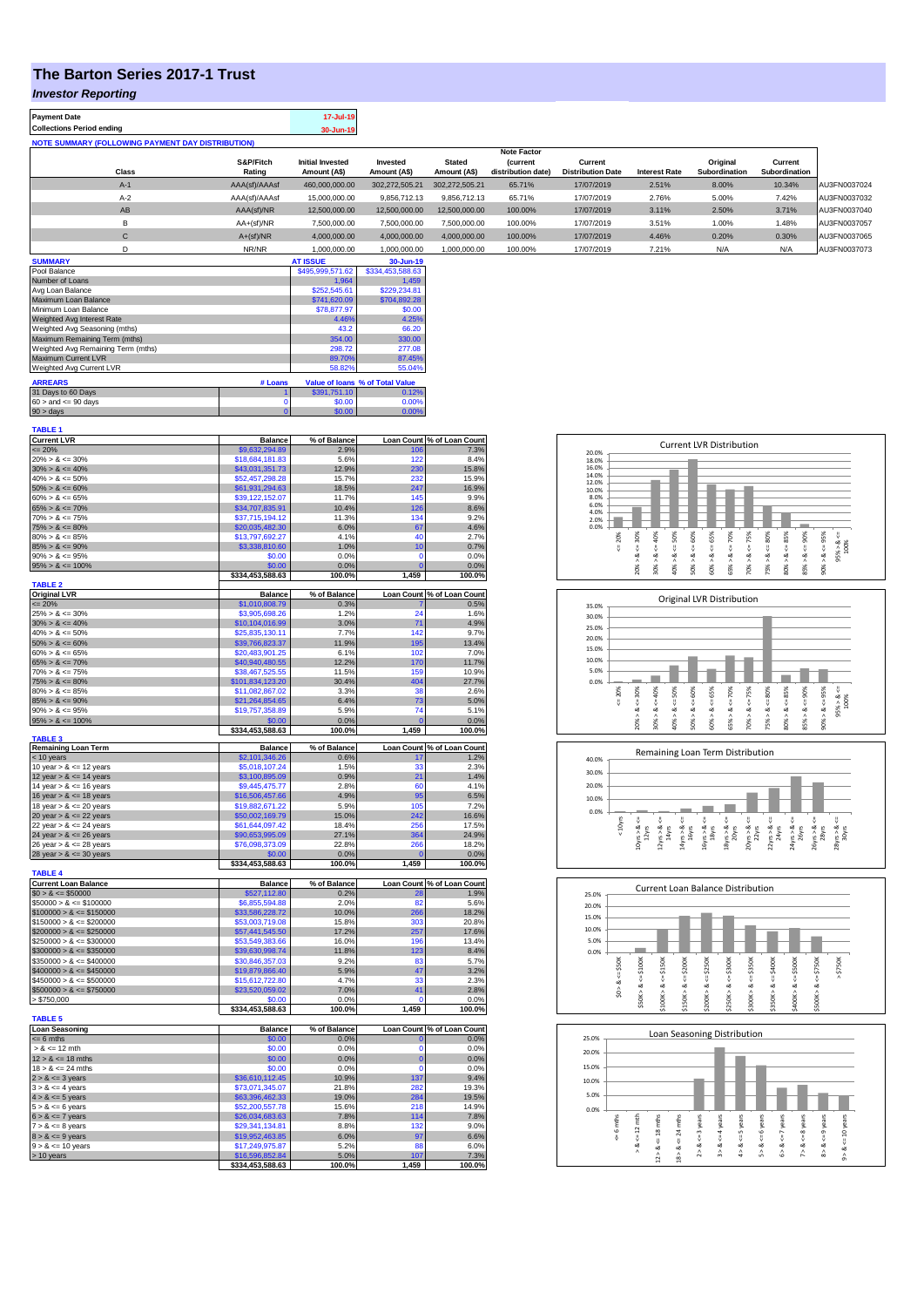# The Barton Series 2017-1 Trust

## *Investor Reporting*

| Payment Date | 17-Jul-19 |
|---|---|
| Collections Period ending | 30-Jun-19 |

**NOTE SUMMARY (FOLLOWING PAYMENT DAY DISTRIBUTION)**

| Class | S&P/Fitch Rating | Initial Invested Amount (A$) | Invested Amount (A$) | Stated Amount (A$) | Note Factor (current distribution date) | Current Distribution Date | Interest Rate | Original Subordination | Current Subordination | |
|---|---|---|---|---|---|---|---|---|---|---|
| A-1 | AAA(sf)/AAAsf | 460,000,000.00 | 302,272,505.21 | 302,272,505.21 | 65.71% | 17/07/2019 | 2.51% | 8.00% | 10.34% | AU3FN0037024 |
| A-2 | AAA(sf)/AAAsf | 15,000,000.00 | 9,856,712.13 | 9,856,712.13 | 65.71% | 17/07/2019 | 2.76% | 5.00% | 7.42% | AU3FN0037032 |
| AB | AAA(sf)/NR | 12,500,000.00 | 12,500,000.00 | 12,500,000.00 | 100.00% | 17/07/2019 | 3.11% | 2.50% | 3.71% | AU3FN0037040 |
| B | AA+(sf)/NR | 7,500,000.00 | 7,500,000.00 | 7,500,000.00 | 100.00% | 17/07/2019 | 3.51% | 1.00% | 1.48% | AU3FN0037057 |
| C | A+(sf)/NR | 4,000,000.00 | 4,000,000.00 | 4,000,000.00 | 100.00% | 17/07/2019 | 4.46% | 0.20% | 0.30% | AU3FN0037065 |
| D | NR/NR | 1,000,000.00 | 1,000,000.00 | 1,000,000.00 | 100.00% | 17/07/2019 | 7.21% | N/A | N/A | AU3FN0037073 |

| SUMMARY | AT ISSUE | 30-Jun-19 |
|---|---|---|
| Pool Balance | $495,999,571.62 | $334,453,588.63 |
| Number of Loans | 1,964 | 1,459 |
| Avg Loan Balance | $252,545.61 | $229,234.81 |
| Maximum Loan Balance | $741,620.09 | $704,892.28 |
| Minimum Loan Balance | $78,877.97 | $0.00 |
| Weighted Avg Interest Rate | 4.46% | 4.25% |
| Weighted Avg Seasoning (mths) | 43.2 | 66.20 |
| Maximum Remaining Term (mths) | 354.00 | 330.00 |
| Weighted Avg Remaining Term (mths) | 298.72 | 277.08 |
| Maximum Current LVR | 89.70% | 87.45% |
| Weighted Avg Current LVR | 58.82% | 55.04% |

| ARREARS | # Loans | Value of loans | % of Total Value |
|---|---|---|---|
| 31 Days to 60 Days | 1 | $391,751.10 | 0.12% |
| 60 > and <= 90 days | 0 | $0.00 | 0.00% |
| 90 > days | 0 | $0.00 | 0.00% |

**TABLE 1**

| Current LVR | Balance | % of Balance | Loan Count | % of Loan Count |
|---|---|---|---|---|
| <= 20% | $9,632,294.89 | 2.9% | 106 | 7.3% |
| 20% > & <= 30% | $18,684,181.83 | 5.6% | 122 | 8.4% |
| 30% > & <= 40% | $43,031,351.73 | 12.9% | 230 | 15.8% |
| 40% > & <= 50% | $52,457,298.28 | 15.7% | 232 | 15.9% |
| 50% > & <= 60% | $61,931,294.63 | 18.5% | 247 | 16.9% |
| 60% > & <= 65% | $39,122,152.07 | 11.7% | 145 | 9.9% |
| 65% > & <= 70% | $34,707,835.91 | 10.4% | 126 | 8.6% |
| 70% > & <= 75% | $37,715,194.12 | 11.3% | 134 | 9.2% |
| 75% > & <= 80% | $20,035,482.30 | 6.0% | 67 | 4.6% |
| 80% > & <= 85% | $13,797,692.27 | 4.1% | 40 | 2.7% |
| 85% > & <= 90% | $3,338,810.60 | 1.0% | 10 | 0.7% |
| 90% > & <= 95% | $0.00 | 0.0% | 0 | 0.0% |
| 95% > & <= 100% | $0.00 | 0.0% | 0 | 0.0% |
| | $334,453,588.63 | 100.0% | 1,459 | 100.0% |

**TABLE 2**

| Original LVR | Balance | % of Balance | Loan Count | % of Loan Count |
|---|---|---|---|---|
| <= 20% | $1,010,808.79 | 0.3% | 7 | 0.5% |
| 25% > & <= 30% | $3,905,698.26 | 1.2% | 24 | 1.6% |
| 30% > & <= 40% | $10,104,016.99 | 3.0% | 71 | 4.9% |
| 40% > & <= 50% | $25,835,130.11 | 7.7% | 142 | 9.7% |
| 50% > & <= 60% | $39,766,823.37 | 11.9% | 195 | 13.4% |
| 60% > & <= 65% | $20,483,901.25 | 6.1% | 102 | 7.0% |
| 65% > & <= 70% | $40,940,480.55 | 12.2% | 170 | 11.7% |
| 70% > & <= 75% | $38,467,525.55 | 11.5% | 159 | 10.9% |
| 75% > & <= 80% | $101,834,123.20 | 30.4% | 404 | 27.7% |
| 80% > & <= 85% | $11,082,867.02 | 3.3% | 38 | 2.6% |
| 85% > & <= 90% | $21,264,854.65 | 6.4% | 73 | 5.0% |
| 90% > & <= 95% | $19,757,358.89 | 5.9% | 74 | 5.1% |
| 95% > & <= 100% | $0.00 | 0.0% | 0 | 0.0% |
| | $334,453,588.63 | 100.0% | 1,459 | 100.0% |

**TABLE 3**

| Remaining Loan Term | Balance | % of Balance | Loan Count | % of Loan Count |
|---|---|---|---|---|
| < 10 years | $2,101,346.26 | 0.6% | 17 | 1.2% |
| 10 year > & <= 12 years | $5,018,107.24 | 1.5% | 33 | 2.3% |
| 12 year > & <= 14 years | $3,100,895.09 | 0.9% | 21 | 1.4% |
| 14 year > & <= 16 years | $9,445,475.77 | 2.8% | 60 | 4.1% |
| 16 year > & <= 18 years | $16,506,457.66 | 4.9% | 95 | 6.5% |
| 18 year > & <= 20 years | $19,882,671.22 | 5.9% | 105 | 7.2% |
| 20 year > & <= 22 years | $50,002,169.79 | 15.0% | 242 | 16.6% |
| 22 year > & <= 24 years | $61,644,097.42 | 18.4% | 256 | 17.5% |
| 24 year > & <= 26 years | $90,653,995.09 | 27.1% | 364 | 24.9% |
| 26 year > & <= 28 years | $76,098,373.09 | 22.8% | 266 | 18.2% |
| 28 year > & <= 30 years | $0.00 | 0.0% | 0 | 0.0% |
| | $334,453,588.63 | 100.0% | 1,459 | 100.0% |

**TABLE 4**

| Current Loan Balance | Balance | % of Balance | Loan Count | % of Loan Count |
|---|---|---|---|---|
| $0 > & <= $50000 | $527,112.80 | 0.2% | 28 | 1.9% |
| $50000 > & <= $100000 | $6,855,594.88 | 2.0% | 82 | 5.6% |
| $100000 > & <= $150000 | $33,586,228.72 | 10.0% | 266 | 18.2% |
| $150000 > & <= $200000 | $53,003,719.08 | 15.8% | 303 | 20.8% |
| $200000 > & <= $250000 | $57,441,545.50 | 17.2% | 257 | 17.6% |
| $250000 > & <= $300000 | $53,549,383.66 | 16.0% | 196 | 13.4% |
| $300000 > & <= $350000 | $39,630,998.74 | 11.8% | 123 | 8.4% |
| $350000 > & <= $400000 | $30,846,357.03 | 9.2% | 83 | 5.7% |
| $400000 > & <= $450000 | $19,879,866.40 | 5.9% | 47 | 3.2% |
| $450000 > & <= $500000 | $15,612,722.80 | 4.7% | 33 | 2.3% |
| $500000 > & <= $750000 | $23,520,059.02 | 7.0% | 41 | 2.8% |
| > $750,000 | $0.00 | 0.0% | 0 | 0.0% |
| | $334,453,588.63 | 100.0% | 1,459 | 100.0% |

**TABLE 5**

| Loan Seasoning | Balance | % of Balance | Loan Count | % of Loan Count |
|---|---|---|---|---|
| <= 6 mths | $0.00 | 0.0% | 0 | 0.0% |
| > & <= 12 mth | $0.00 | 0.0% | 0 | 0.0% |
| 12 > & <= 18 mths | $0.00 | 0.0% | 0 | 0.0% |
| 18 > & <= 24 mths | $0.00 | 0.0% | 0 | 0.0% |
| 2 > & <= 3 years | $36,610,112.45 | 10.9% | 137 | 9.4% |
| 3 > & <= 4 years | $73,071,345.07 | 21.8% | 282 | 19.3% |
| 4 > & <= 5 years | $63,396,462.33 | 19.0% | 284 | 19.5% |
| 5 > & <= 6 years | $52,200,557.78 | 15.6% | 218 | 14.9% |
| 6 > & <= 7 years | $26,034,683.63 | 7.8% | 114 | 7.8% |
| 7 > & <= 8 years | $29,341,134.81 | 8.8% | 132 | 9.0% |
| 8 > & <= 9 years | $19,952,463.85 | 6.0% | 97 | 6.6% |
| 9 > & <= 10 years | $17,249,975.87 | 5.2% | 88 | 6.0% |
| > 10 years | $16,596,852.84 | 5.0% | 107 | 7.3% |
| | $334,453,588.63 | 100.0% | 1,459 | 100.0% |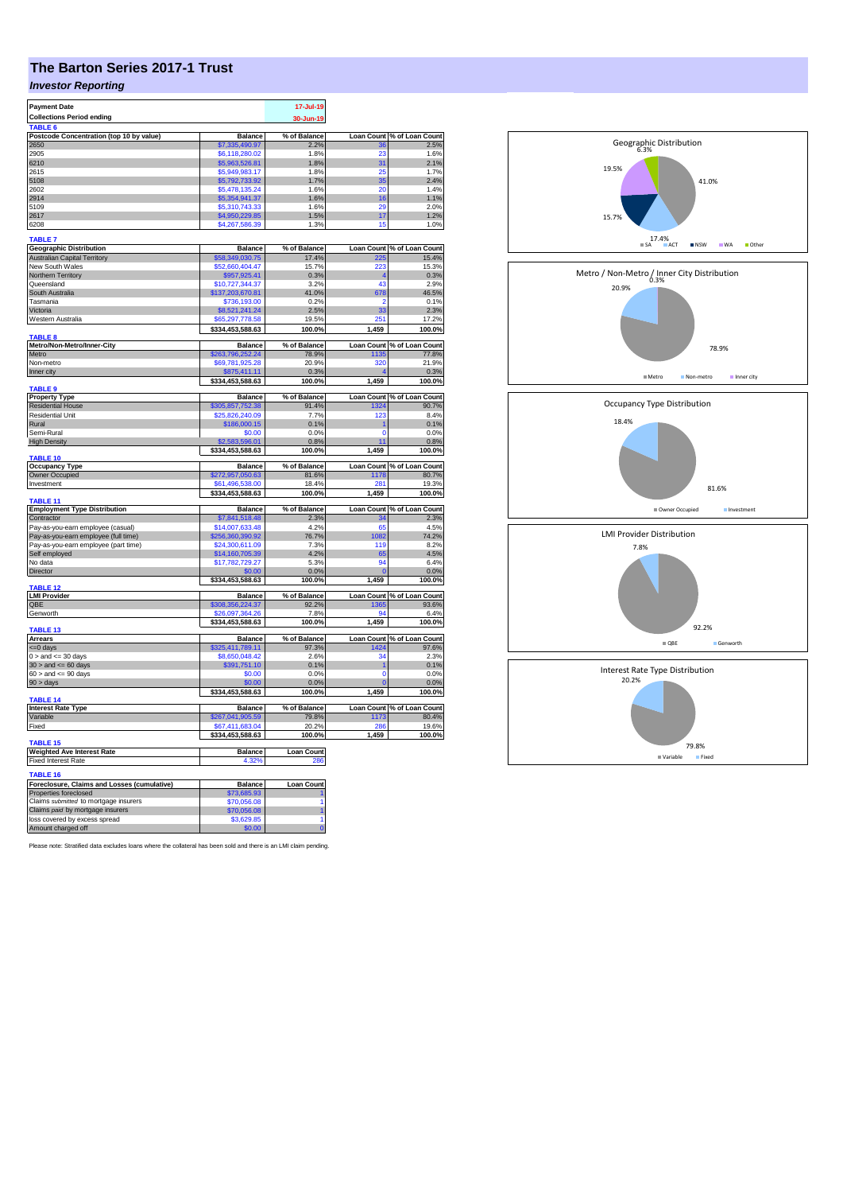# The Barton Series 2017-1 Trust

## *Investor Reporting*

| Payment Date | 17-Jul-19 |
|---|---|
| Collections Period ending | 30-Jun-19 |

**TABLE 6**

| Postcode Concentration (top 10 by value) | Balance | % of Balance | Loan Count | % of Loan Count |
|---|---|---|---|---|
| 2650 | $7,335,490.97 | 2.2% | 36 | 2.5% |
| 2905 | $6,118,280.02 | 1.8% | 23 | 1.6% |
| 6210 | $5,963,526.81 | 1.8% | 31 | 2.1% |
| 2615 | $5,949,983.17 | 1.8% | 25 | 1.7% |
| 5108 | $5,792,733.92 | 1.7% | 35 | 2.4% |
| 2602 | $5,478,135.24 | 1.6% | 20 | 1.4% |
| 2914 | $5,354,941.37 | 1.6% | 16 | 1.1% |
| 5109 | $5,310,743.33 | 1.6% | 29 | 2.0% |
| 2617 | $4,950,229.85 | 1.5% | 17 | 1.2% |
| 6208 | $4,267,586.39 | 1.3% | 15 | 1.0% |

**TABLE 7**

| Geographic Distribution | Balance | % of Balance | Loan Count | % of Loan Count |
|---|---|---|---|---|
| Australian Capital Territory | $58,349,030.75 | 17.4% | 225 | 15.4% |
| New South Wales | $52,660,404.47 | 15.7% | 223 | 15.3% |
| Northern Territory | $957,925.41 | 0.3% | 4 | 0.3% |
| Queensland | $10,727,344.37 | 3.2% | 43 | 2.9% |
| South Australia | $137,203,670.81 | 41.0% | 678 | 46.5% |
| Tasmania | $736,193.00 | 0.2% | 2 | 0.1% |
| Victoria | $8,521,241.24 | 2.5% | 33 | 2.3% |
| Western Australia | $65,297,778.58 | 19.5% | 251 | 17.2% |
| | $334,453,588.63 | 100.0% | 1,459 | 100.0% |

**TABLE 8**

| Metro/Non-Metro/Inner-City | Balance | % of Balance | Loan Count | % of Loan Count |
|---|---|---|---|---|
| Metro | $263,796,252.24 | 78.9% | 1135 | 77.8% |
| Non-metro | $69,781,925.28 | 20.9% | 320 | 21.9% |
| Inner city | $875,411.11 | 0.3% | 4 | 0.3% |
| | $334,453,588.63 | 100.0% | 1,459 | 100.0% |

**TABLE 9**

| Property Type | Balance | % of Balance | Loan Count | % of Loan Count |
|---|---|---|---|---|
| Residential House | $305,857,752.38 | 91.4% | 1324 | 90.7% |
| Residential Unit | $25,826,240.09 | 7.7% | 123 | 8.4% |
| Rural | $186,000.15 | 0.1% | 1 | 0.1% |
| Semi-Rural | $0.00 | 0.0% | 0 | 0.0% |
| High Density | $2,583,596.01 | 0.8% | 11 | 0.8% |
| | $334,453,588.63 | 100.0% | 1,459 | 100.0% |

**TABLE 10**

| Occupancy Type | Balance | % of Balance | Loan Count | % of Loan Count |
|---|---|---|---|---|
| Owner Occupied | $272,957,050.63 | 81.6% | 1178 | 80.7% |
| Investment | $61,496,538.00 | 18.4% | 281 | 19.3% |
| | $334,453,588.63 | 100.0% | 1,459 | 100.0% |

**TABLE 11**

| Employment Type Distribution | Balance | % of Balance | Loan Count | % of Loan Count |
|---|---|---|---|---|
| Contractor | $7,841,518.48 | 2.3% | 34 | 2.3% |
| Pay-as-you-earn employee (casual) | $14,007,633.48 | 4.2% | 65 | 4.5% |
| Pay-as-you-earn employee (full time) | $256,360,390.92 | 76.7% | 1082 | 74.2% |
| Pay-as-you-earn employee (part time) | $24,300,611.09 | 7.3% | 119 | 8.2% |
| Self employed | $14,160,705.39 | 4.2% | 65 | 4.5% |
| No data | $17,782,729.27 | 5.3% | 94 | 6.4% |
| Director | $0.00 | 0.0% | 0 | 0.0% |
| | $334,453,588.63 | 100.0% | 1,459 | 100.0% |

**TABLE 12**

| LMI Provider | Balance | % of Balance | Loan Count | % of Loan Count |
|---|---|---|---|---|
| QBE | $308,356,224.37 | 92.2% | 1365 | 93.6% |
| Genworth | $26,097,364.26 | 7.8% | 94 | 6.4% |
| | $334,453,588.63 | 100.0% | 1,459 | 100.0% |

**TABLE 13**

| Arrears | Balance | % of Balance | Loan Count | % of Loan Count |
|---|---|---|---|---|
| <=0 days | $325,411,789.11 | 97.3% | 1424 | 97.6% |
| 0 > and <= 30 days | $8,650,048.42 | 2.6% | 34 | 2.3% |
| 30 > and <= 60 days | $391,751.10 | 0.1% | 1 | 0.1% |
| 60 > and <= 90 days | $0.00 | 0.0% | 0 | 0.0% |
| 90 > days | $0.00 | 0.0% | 0 | 0.0% |
| | $334,453,588.63 | 100.0% | 1,459 | 100.0% |

**TABLE 14**

| Interest Rate Type | Balance | % of Balance | Loan Count | % of Loan Count |
|---|---|---|---|---|
| Variable | $267,041,905.59 | 79.8% | 1173 | 80.4% |
| Fixed | $67,411,683.04 | 20.2% | 286 | 19.6% |
| | $334,453,588.63 | 100.0% | 1,459 | 100.0% |

**TABLE 15**

| Weighted Ave Interest Rate | Balance | Loan Count |
|---|---|---|
| Fixed Interest Rate | 4.32% | 286 |

**TABLE 16**

| Foreclosure, Claims and Losses (cumulative) | Balance | Loan Count |
|---|---|---|
| Properties foreclosed | $73,685.93 | 1 |
| Claims *submitted* to mortgage insurers | $70,056.08 | 1 |
| Claims *paid* by mortgage insurers | $70,056.08 | 1 |
| loss covered by excess spread | $3,629.85 | 1 |
| Amount charged off | $0.00 | 0 |

Please note: Stratified data excludes loans where the collateral has been sold and there is an LMI claim pending.

Geographic Distribution: SA 41.0%, ACT 17.4%, NSW 15.7%, WA 19.5%, Other 6.3%

Metro / Non-Metro / Inner City Distribution: Metro 78.9%, Non-metro 20.9%, Inner city 0.3%

Occupancy Type Distribution: Owner Occupied 81.6%, Investment 18.4%

LMI Provider Distribution: QBE 92.2%, Genworth 7.8%

Interest Rate Type Distribution: Variable 79.8%, Fixed 20.2%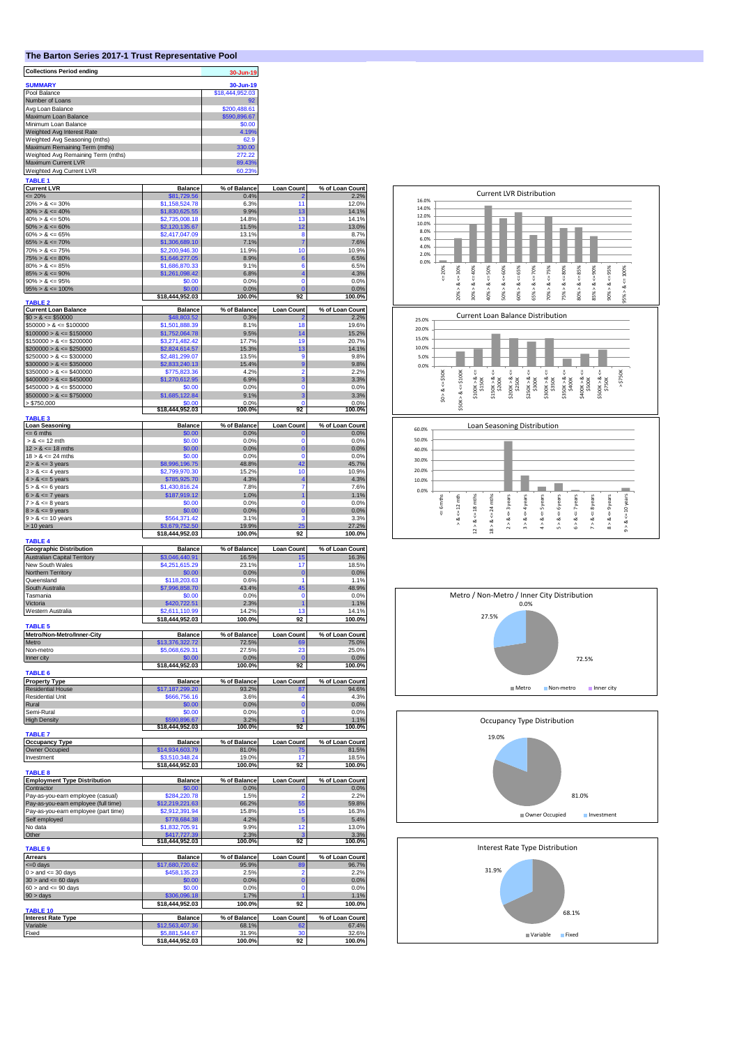# The Barton Series 2017-1 Trust Representative Pool

| Collections Period ending | 30-Jun-19 |
|---|---|

| SUMMARY | 30-Jun-19 |
|---|---|
| Pool Balance | $18,444,952.03 |
| Number of Loans | 92 |
| Avg Loan Balance | $200,488.61 |
| Maximum Loan Balance | $590,896.67 |
| Minimum Loan Balance | $0.00 |
| Weighted Avg Interest Rate | 4.19% |
| Weighted Avg Seasoning (mths) | 62.9 |
| Maximum Remaining Term (mths) | 330.00 |
| Weighted Avg Remaining Term (mths) | 272.22 |
| Maximum Current LVR | 89.43% |
| Weighted Avg Current LVR | 60.23% |

TABLE 1

| Current LVR | Balance | % of Balance | Loan Count | % of Loan Count |
|---|---|---|---|---|
| <= 20% | $81,729.56 | 0.4% | 2 | 2.2% |
| 20% > & <= 30% | $1,158,524.78 | 6.3% | 11 | 12.0% |
| 30% > & <= 40% | $1,830,625.55 | 9.9% | 13 | 14.1% |
| 40% > & <= 50% | $2,735,008.18 | 14.8% | 13 | 14.1% |
| 50% > & <= 60% | $2,120,135.67 | 11.5% | 12 | 13.0% |
| 60% > & <= 65% | $2,417,047.09 | 13.1% | 8 | 8.7% |
| 65% > & <= 70% | $1,306,689.10 | 7.1% | 7 | 7.6% |
| 70% > & <= 75% | $2,200,946.30 | 11.9% | 10 | 10.9% |
| 75% > & <= 80% | $1,646,277.05 | 8.9% | 6 | 6.5% |
| 80% > & <= 85% | $1,686,870.33 | 9.1% | 6 | 6.5% |
| 85% > & <= 90% | $1,261,098.42 | 6.8% | 4 | 4.3% |
| 90% > & <= 95% | $0.00 | 0.0% | 0 | 0.0% |
| 95% > & <= 100% | $0.00 | 0.0% | 0 | 0.0% |
| | $18,444,952.03 | 100.0% | 92 | 100.0% |

TABLE 2

| Current Loan Balance | Balance | % of Balance | Loan Count | % of Loan Count |
|---|---|---|---|---|
| $0 > & <= $50000 | $48,803.52 | 0.3% | 2 | 2.2% |
| $50000 > & <= $100000 | $1,501,888.39 | 8.1% | 18 | 19.6% |
| $100000 > & <= $150000 | $1,752,064.78 | 9.5% | 14 | 15.2% |
| $150000 > & <= $200000 | $3,271,482.42 | 17.7% | 19 | 20.7% |
| $200000 > & <= $250000 | $2,824,614.57 | 15.3% | 13 | 14.1% |
| $250000 > & <= $300000 | $2,481,299.07 | 13.5% | 9 | 9.8% |
| $300000 > & <= $350000 | $2,833,240.13 | 15.4% | 9 | 9.8% |
| $350000 > & <= $400000 | $775,823.36 | 4.2% | 2 | 2.2% |
| $400000 > & <= $450000 | $1,270,612.95 | 6.9% | 3 | 3.3% |
| $450000 > & <= $500000 | $0.00 | 0.0% | 0 | 0.0% |
| $500000 > & <= $750000 | $1,685,122.84 | 9.1% | 3 | 3.3% |
| > $750,000 | $0.00 | 0.0% | 0 | 0.0% |
| | $18,444,952.03 | 100.0% | 92 | 100.0% |

TABLE 3

| Loan Seasoning | Balance | % of Balance | Loan Count | % of Loan Count |
|---|---|---|---|---|
| <= 6 mths | $0.00 | 0.0% | 0 | 0.0% |
| > & <= 12 mth | $0.00 | 0.0% | 0 | 0.0% |
| 12 > & <= 18 mths | $0.00 | 0.0% | 0 | 0.0% |
| 18 > & <= 24 mths | $0.00 | 0.0% | 0 | 0.0% |
| 2 > & <= 3 years | $8,996,196.75 | 48.8% | 42 | 45.7% |
| 3 > & <= 4 years | $2,799,970.30 | 15.2% | 10 | 10.9% |
| 4 > & <= 5 years | $785,925.70 | 4.3% | 4 | 4.3% |
| 5 > & <= 6 years | $1,430,816.24 | 7.8% | 7 | 7.6% |
| 6 > & <= 7 years | $187,919.12 | 1.0% | 1 | 1.1% |
| 7 > & <= 8 years | $0.00 | 0.0% | 0 | 0.0% |
| 8 > & <= 9 years | $0.00 | 0.0% | 0 | 0.0% |
| 9 > & <= 10 years | $564,371.42 | 3.1% | 3 | 3.3% |
| > 10 years | $3,679,752.50 | 19.9% | 25 | 27.2% |
| | $18,444,952.03 | 100.0% | 92 | 100.0% |

TABLE 4

| Geographic Distribution | Balance | % of Balance | Loan Count | % of Loan Count |
|---|---|---|---|---|
| Australian Capital Territory | $3,046,440.91 | 16.5% | 15 | 16.3% |
| New South Wales | $4,251,615.29 | 23.1% | 17 | 18.5% |
| Northern Territory | $0.00 | 0.0% | 0 | 0.0% |
| Queensland | $118,203.63 | 0.6% | 1 | 1.1% |
| South Australia | $7,996,858.70 | 43.4% | 45 | 48.9% |
| Tasmania | $0.00 | 0.0% | 0 | 0.0% |
| Victoria | $420,722.51 | 2.3% | 1 | 1.1% |
| Western Australia | $2,611,110.99 | 14.2% | 13 | 14.1% |
| | $18,444,952.03 | 100.0% | 92 | 100.0% |

TABLE 5

| Metro/Non-Metro/Inner-City | Balance | % of Balance | Loan Count | % of Loan Count |
|---|---|---|---|---|
| Metro | $13,376,322.72 | 72.5% | 69 | 75.0% |
| Non-metro | $5,068,629.31 | 27.5% | 23 | 25.0% |
| Inner city | $0.00 | 0.0% | 0 | 0.0% |
| | $18,444,952.03 | 100.0% | 92 | 100.0% |

TABLE 6

| Property Type | Balance | % of Balance | Loan Count | % of Loan Count |
|---|---|---|---|---|
| Residential House | $17,187,299.20 | 93.2% | 87 | 94.6% |
| Residential Unit | $666,756.16 | 3.6% | 4 | 4.3% |
| Rural | $0.00 | 0.0% | 0 | 0.0% |
| Semi-Rural | $0.00 | 0.0% | 0 | 0.0% |
| High Density | $590,896.67 | 3.2% | 1 | 1.1% |
| | $18,444,952.03 | 100.0% | 92 | 100.0% |

TABLE 7

| Occupancy Type | Balance | % of Balance | Loan Count | % of Loan Count |
|---|---|---|---|---|
| Owner Occupied | $14,934,603.79 | 81.0% | 75 | 81.5% |
| Investment | $3,510,348.24 | 19.0% | 17 | 18.5% |
| | $18,444,952.03 | 100.0% | 92 | 100.0% |

TABLE 8

| Employment Type Distribution | Balance | % of Balance | Loan Count | % of Loan Count |
|---|---|---|---|---|
| Contractor | $0.00 | 0.0% | 0 | 0.0% |
| Pay-as-you-earn employee (casual) | $284,220.78 | 1.5% | 2 | 2.2% |
| Pay-as-you-earn employee (full time) | $12,219,221.63 | 66.2% | 55 | 59.8% |
| Pay-as-you-earn employee (part time) | $2,912,391.94 | 15.8% | 15 | 16.3% |
| Self employed | $778,684.38 | 4.2% | 5 | 5.4% |
| No data | $1,832,705.91 | 9.9% | 12 | 13.0% |
| Other | $417,727.39 | 2.3% | 3 | 3.3% |
| | $18,444,952.03 | 100.0% | 92 | 100.0% |

TABLE 9

| Arrears | Balance | % of Balance | Loan Count | % of Loan Count |
|---|---|---|---|---|
| <=0 days | $17,680,720.62 | 95.9% | 89 | 96.7% |
| 0 > and <= 30 days | $458,135.23 | 2.5% | 2 | 2.2% |
| 30 > and <= 60 days | $0.00 | 0.0% | 0 | 0.0% |
| 60 > and <= 90 days | $0.00 | 0.0% | 0 | 0.0% |
| 90 > days | $306,096.18 | 1.7% | 1 | 1.1% |
| | $18,444,952.03 | 100.0% | 92 | 100.0% |

TABLE 10

| Interest Rate Type | Balance | % of Balance | Loan Count | % of Loan Count |
|---|---|---|---|---|
| Variable | $12,563,407.36 | 68.1% | 62 | 67.4% |
| Fixed | $5,881,544.67 | 31.9% | 30 | 32.6% |
| | $18,444,952.03 | 100.0% | 92 | 100.0% |

Current LVR Distribution

16.0%
14.0%
12.0%
10.0%
8.0%
6.0%
4.0%
2.0%
0.0%

<= 20%
20% > & <= 30%
30% > & <= 40%
40% > & <= 50%
50% > & <= 60%
60% > & <= 65%
65% > & <= 70%
70% > & <= 75%
75% > & <= 80%
80% > & <= 85%
85% > & <= 90%
90% > & <= 95%
95% > & <= 100%

Current Loan Balance Distribution

25.0%
20.0%
15.0%
10.0%
5.0%
0.0%

$0 > & <= $50K
$50K > & <= $100K
$100K > & <= $150K
$150K > & <= $200K
$200K > & <= $250K
$250K > & <= $300K
$300K > & <= $350K
$350K > & <= $400K
$400K > & <= $500K
$500K > & <= $750K
> $750K

Loan Seasoning Distribution

60.0%
50.0%
40.0%
30.0%
20.0%
10.0%
0.0%

<= 6 mths
> & <= 12 mth
12 > & <= 18 mths
18 > & <= 24 mths
2 > & <= 3 years
3 > & <= 4 years
4 > & <= 5 years
5 > & <= 6 years
6 > & <= 7 years
7 > & <= 8 years
8 > & <= 9 years
9 > & <= 10 years

Metro / Non-Metro / Inner City Distribution

0.0%
27.5%
72.5%

Metro Non-metro Inner city

Occupancy Type Distribution

19.0%
81.0%

Owner Occupied Investment

Interest Rate Type Distribution

31.9%
68.1%

Variable Fixed